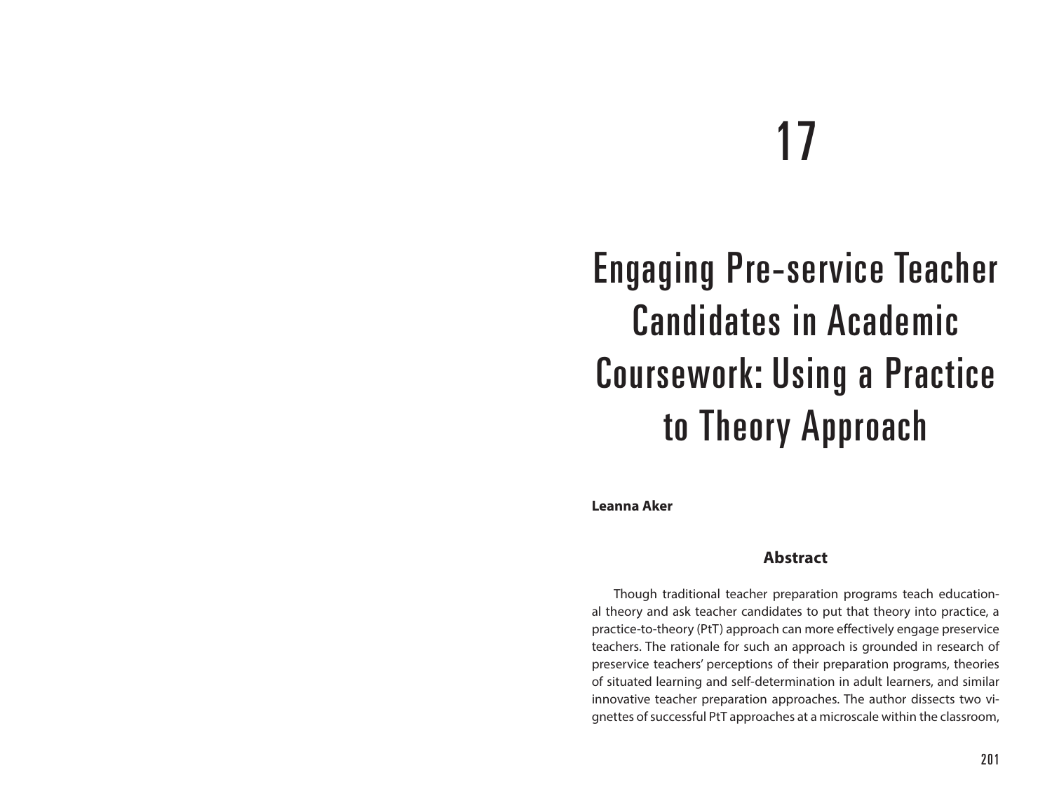# 17

# Engaging Pre-service Teacher Candidates in Academic Coursework: Using a Practice to Theory Approach

**Leanna Aker**

## Abstract

Though traditional teacher preparation programs teach educational theory and ask teacher candidates to put that theory into practice, a practice-to-theory (PtT) approach can more effectively engage preservice teachers. The rationale for such an approach is grounded in research of preservice teachers' perceptions of their preparation programs, theories of situated learning and self-determination in adult learners, and similar innovative teacher preparation approaches. The author dissects two vignettes of successful PtT approaches at a microscale within the classroom,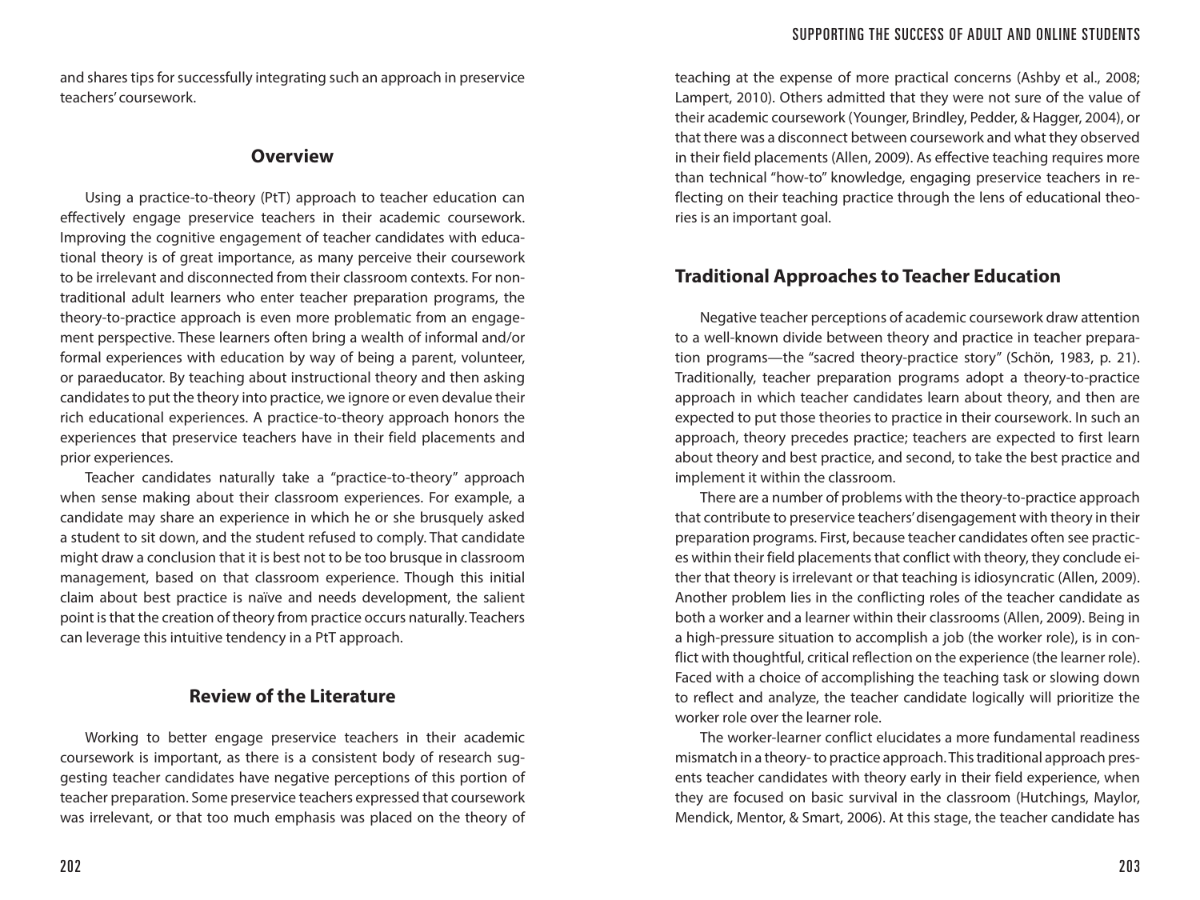and shares tips for successfully integrating such an approach in preservice teachers' coursework.

## Overview

Using a practice-to-theory (PtT) approach to teacher education can effectively engage preservice teachers in their academic coursework. Improving the cognitive engagement of teacher candidates with educational theory is of great importance, as many perceive their coursework to be irrelevant and disconnected from their classroom contexts. For non-traditional adult learners who enter teacher preparation programs, the theory-to-practice approach is even more problematic from an engagement perspective. These learners often bring a wealth of informal and/or formal experiences with education by way of being a parent, volunteer, or paraeducator. By teaching about instructional theory and then asking candidates to put the theory into practice, we ignore or even devalue their rich educational experiences. A practice-to-theory approach honors the experiences that preservice teachers have in their field placements and prior experiences.

Teacher candidates naturally take a "practice-to-theory" approach when sense making about their classroom experiences. For example, a candidate may share an experience in which he or she brusquely asked a student to sit down, and the student refused to comply. That candidate might draw a conclusion that it is best not to be too brusque in classroom management, based on that classroom experience. Though this initial claim about best practice is naïve and needs development, the salient point is that the creation of theory from practice occurs naturally. Teachers can leverage this intuitive tendency in a PtT approach.

## Review of the Literature

Working to better engage preservice teachers in their academic coursework is important, as there is a consistent body of research suggesting teacher candidates have negative perceptions of this portion of teacher preparation. Some preservice teachers expressed that coursework was irrelevant, or that too much emphasis was placed on the theory of teaching at the expense of more practical concerns (Ashby et al., 2008; Lampert, 2010). Others admitted that they were not sure of the value of their academic coursework (Younger, Brindley, Pedder, & Hagger, 2004), or that there was a disconnect between coursework and what they observed in their field placements (Allen, 2009). As effective teaching requires more than technical "how-to" knowledge, engaging preservice teachers in reflecting on their teaching practice through the lens of educational theories is an important goal.

## Traditional Approaches to Teacher Education

Negative teacher perceptions of academic coursework draw attention to a well-known divide between theory and practice in teacher preparation programs—the "sacred theory-practice story" (Schön, 1983, p. 21). Traditionally, teacher preparation programs adopt a theory-to-practice approach in which teacher candidates learn about theory, and then are expected to put those theories to practice in their coursework. In such an approach, theory precedes practice; teachers are expected to first learn about theory and best practice, and second, to take the best practice and implement it within the classroom.

There are a number of problems with the theory-to-practice approach that contribute to preservice teachers' disengagement with theory in their preparation programs. First, because teacher candidates often see practices within their field placements that conflict with theory, they conclude either that theory is irrelevant or that teaching is idiosyncratic (Allen, 2009). Another problem lies in the conflicting roles of the teacher candidate as both a worker and a learner within their classrooms (Allen, 2009). Being in a high-pressure situation to accomplish a job (the worker role), is in conflict with thoughtful, critical reflection on the experience (the learner role). Faced with a choice of accomplishing the teaching task or slowing down to reflect and analyze, the teacher candidate logically will prioritize the worker role over the learner role.

The worker-learner conflict elucidates a more fundamental readiness mismatch in a theory- to practice approach. This traditional approach presents teacher candidates with theory early in their field experience, when they are focused on basic survival in the classroom (Hutchings, Maylor, Mendick, Mentor, & Smart, 2006). At this stage, the teacher candidate has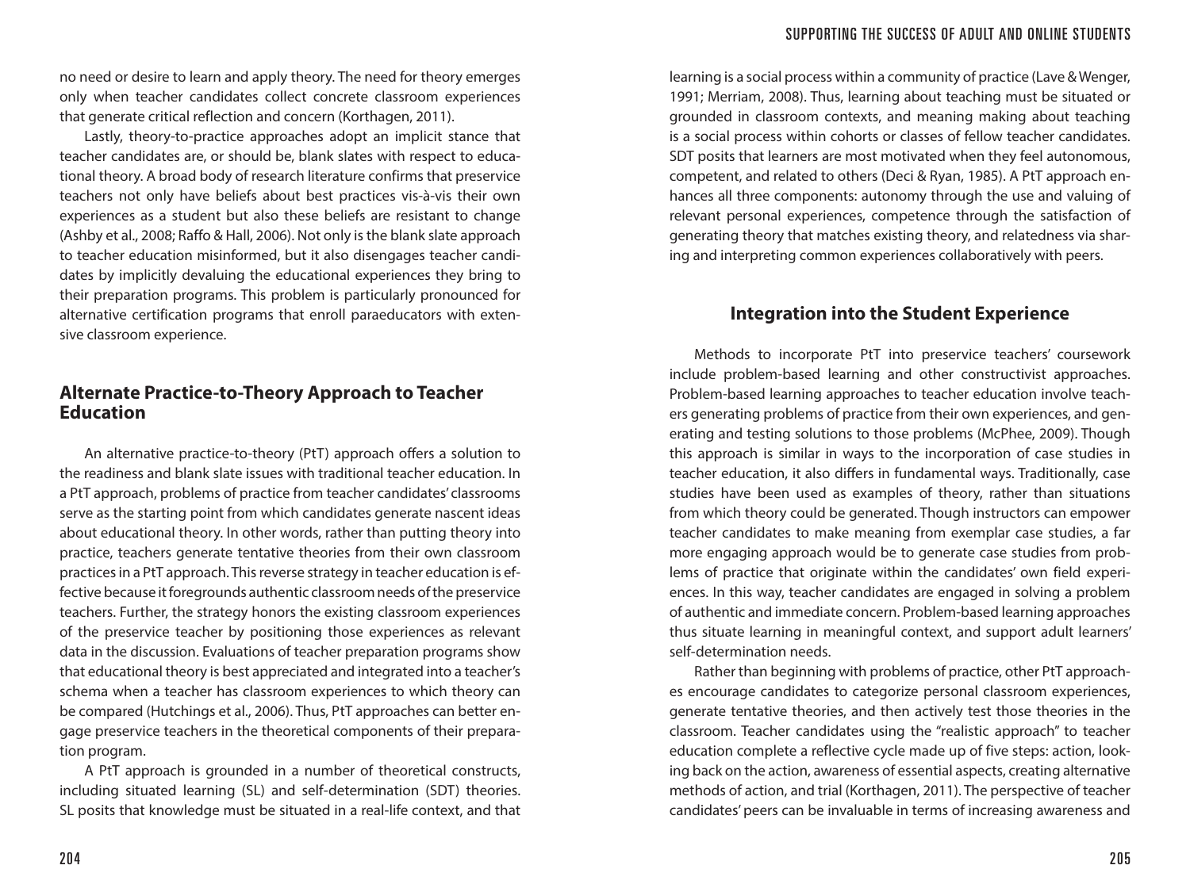no need or desire to learn and apply theory. The need for theory emerges only when teacher candidates collect concrete classroom experiences that generate critical reflection and concern (Korthagen, 2011).

Lastly, theory-to-practice approaches adopt an implicit stance that teacher candidates are, or should be, blank slates with respect to educational theory. A broad body of research literature confirms that preservice teachers not only have beliefs about best practices vis-à-vis their own experiences as a student but also these beliefs are resistant to change (Ashby et al., 2008; Raffo & Hall, 2006). Not only is the blank slate approach to teacher education misinformed, but it also disengages teacher candidates by implicitly devaluing the educational experiences they bring to their preparation programs. This problem is particularly pronounced for alternative certification programs that enroll paraeducators with extensive classroom experience.

## Alternate Practice-to-Theory Approach to Teacher Education

An alternative practice-to-theory (PtT) approach offers a solution to the readiness and blank slate issues with traditional teacher education. In a PtT approach, problems of practice from teacher candidates' classrooms serve as the starting point from which candidates generate nascent ideas about educational theory. In other words, rather than putting theory into practice, teachers generate tentative theories from their own classroom practices in a PtT approach. This reverse strategy in teacher education is effective because it foregrounds authentic classroom needs of the preservice teachers. Further, the strategy honors the existing classroom experiences of the preservice teacher by positioning those experiences as relevant data in the discussion. Evaluations of teacher preparation programs show that educational theory is best appreciated and integrated into a teacher's schema when a teacher has classroom experiences to which theory can be compared (Hutchings et al., 2006). Thus, PtT approaches can better engage preservice teachers in the theoretical components of their preparation program.

A PtT approach is grounded in a number of theoretical constructs, including situated learning (SL) and self-determination (SDT) theories. SL posits that knowledge must be situated in a real-life context, and that learning is a social process within a community of practice (Lave & Wenger, 1991; Merriam, 2008). Thus, learning about teaching must be situated or grounded in classroom contexts, and meaning making about teaching is a social process within cohorts or classes of fellow teacher candidates. SDT posits that learners are most motivated when they feel autonomous, competent, and related to others (Deci & Ryan, 1985). A PtT approach enhances all three components: autonomy through the use and valuing of relevant personal experiences, competence through the satisfaction of generating theory that matches existing theory, and relatedness via sharing and interpreting common experiences collaboratively with peers.

## Integration into the Student Experience

Methods to incorporate PtT into preservice teachers' coursework include problem-based learning and other constructivist approaches. Problem-based learning approaches to teacher education involve teachers generating problems of practice from their own experiences, and generating and testing solutions to those problems (McPhee, 2009). Though this approach is similar in ways to the incorporation of case studies in teacher education, it also differs in fundamental ways. Traditionally, case studies have been used as examples of theory, rather than situations from which theory could be generated. Though instructors can empower teacher candidates to make meaning from exemplar case studies, a far more engaging approach would be to generate case studies from problems of practice that originate within the candidates' own field experiences. In this way, teacher candidates are engaged in solving a problem of authentic and immediate concern. Problem-based learning approaches thus situate learning in meaningful context, and support adult learners' self-determination needs.

Rather than beginning with problems of practice, other PtT approaches encourage candidates to categorize personal classroom experiences, generate tentative theories, and then actively test those theories in the classroom. Teacher candidates using the "realistic approach" to teacher education complete a reflective cycle made up of five steps: action, looking back on the action, awareness of essential aspects, creating alternative methods of action, and trial (Korthagen, 2011). The perspective of teacher candidates' peers can be invaluable in terms of increasing awareness and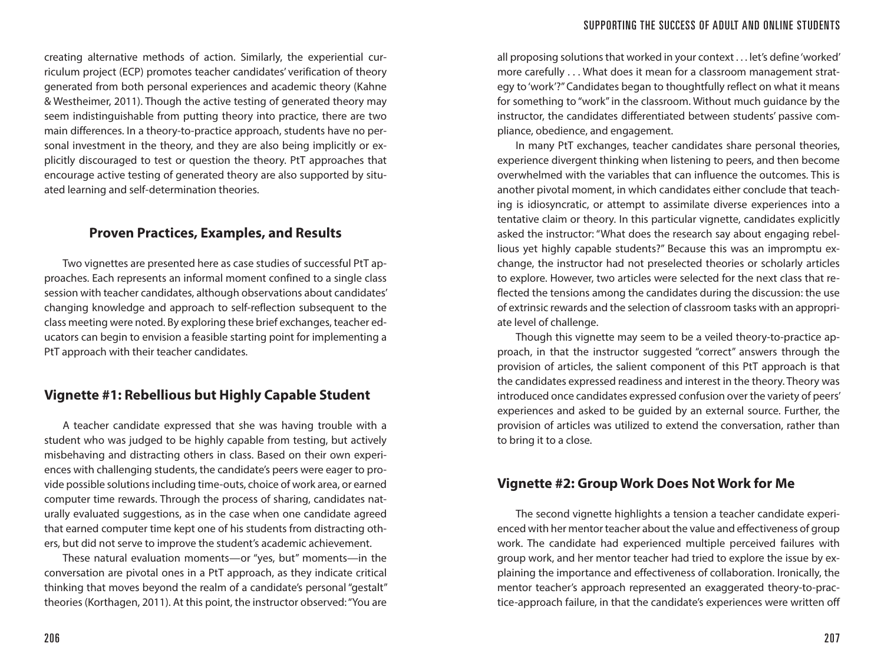creating alternative methods of action. Similarly, the experiential curriculum project (ECP) promotes teacher candidates' verification of theory generated from both personal experiences and academic theory (Kahne & Westheimer, 2011). Though the active testing of generated theory may seem indistinguishable from putting theory into practice, there are two main differences. In a theory-to-practice approach, students have no personal investment in the theory, and they are also being implicitly or explicitly discouraged to test or question the theory. PtT approaches that encourage active testing of generated theory are also supported by situated learning and self-determination theories.

## Proven Practices, Examples, and Results

Two vignettes are presented here as case studies of successful PtT approaches. Each represents an informal moment confined to a single class session with teacher candidates, although observations about candidates' changing knowledge and approach to self-reflection subsequent to the class meeting were noted. By exploring these brief exchanges, teacher educators can begin to envision a feasible starting point for implementing a PtT approach with their teacher candidates.

### Vignette #1: Rebellious but Highly Capable Student

A teacher candidate expressed that she was having trouble with a student who was judged to be highly capable from testing, but actively misbehaving and distracting others in class. Based on their own experiences with challenging students, the candidate's peers were eager to provide possible solutions including time-outs, choice of work area, or earned computer time rewards. Through the process of sharing, candidates naturally evaluated suggestions, as in the case when one candidate agreed that earned computer time kept one of his students from distracting others, but did not serve to improve the student's academic achievement.

These natural evaluation moments—or "yes, but" moments—in the conversation are pivotal ones in a PtT approach, as they indicate critical thinking that moves beyond the realm of a candidate's personal "gestalt" theories (Korthagen, 2011). At this point, the instructor observed: "You are all proposing solutions that worked in your context . . . let's define 'worked' more carefully . . . What does it mean for a classroom management strategy to 'work'?" Candidates began to thoughtfully reflect on what it means for something to "work" in the classroom. Without much guidance by the instructor, the candidates differentiated between students' passive compliance, obedience, and engagement.

In many PtT exchanges, teacher candidates share personal theories, experience divergent thinking when listening to peers, and then become overwhelmed with the variables that can influence the outcomes. This is another pivotal moment, in which candidates either conclude that teaching is idiosyncratic, or attempt to assimilate diverse experiences into a tentative claim or theory. In this particular vignette, candidates explicitly asked the instructor: "What does the research say about engaging rebellious yet highly capable students?" Because this was an impromptu exchange, the instructor had not preselected theories or scholarly articles to explore. However, two articles were selected for the next class that reflected the tensions among the candidates during the discussion: the use of extrinsic rewards and the selection of classroom tasks with an appropriate level of challenge.

Though this vignette may seem to be a veiled theory-to-practice approach, in that the instructor suggested "correct" answers through the provision of articles, the salient component of this PtT approach is that the candidates expressed readiness and interest in the theory. Theory was introduced once candidates expressed confusion over the variety of peers' experiences and asked to be guided by an external source. Further, the provision of articles was utilized to extend the conversation, rather than to bring it to a close.

### Vignette #2: Group Work Does Not Work for Me

The second vignette highlights a tension a teacher candidate experienced with her mentor teacher about the value and effectiveness of group work. The candidate had experienced multiple perceived failures with group work, and her mentor teacher had tried to explore the issue by explaining the importance and effectiveness of collaboration. Ironically, the mentor teacher's approach represented an exaggerated theory-to-practice-approach failure, in that the candidate's experiences were written off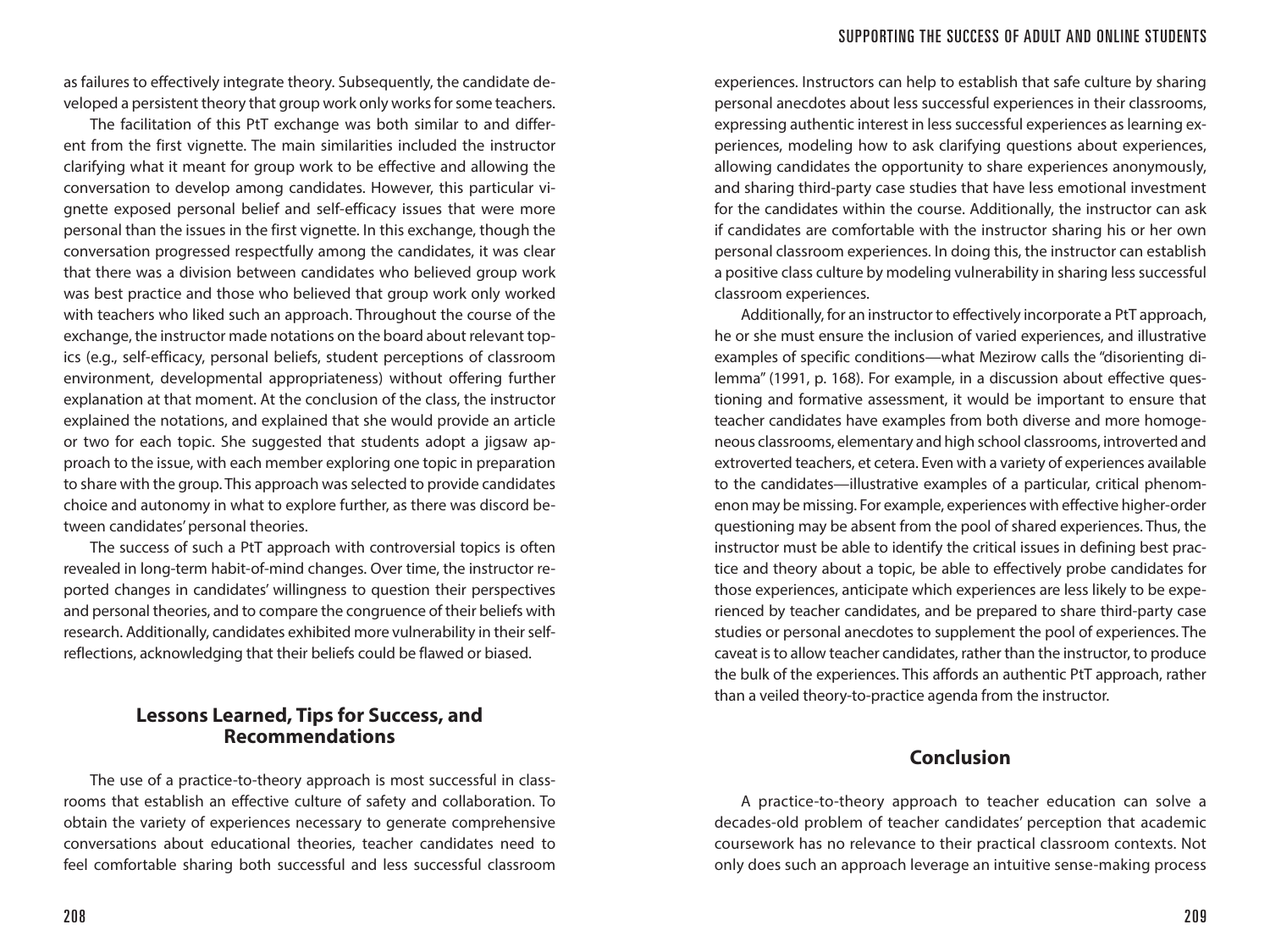as failures to effectively integrate theory. Subsequently, the candidate developed a persistent theory that group work only works for some teachers.

The facilitation of this PtT exchange was both similar to and different from the first vignette. The main similarities included the instructor clarifying what it meant for group work to be effective and allowing the conversation to develop among candidates. However, this particular vignette exposed personal belief and self-efficacy issues that were more personal than the issues in the first vignette. In this exchange, though the conversation progressed respectfully among the candidates, it was clear that there was a division between candidates who believed group work was best practice and those who believed that group work only worked with teachers who liked such an approach. Throughout the course of the exchange, the instructor made notations on the board about relevant topics (e.g., self-efficacy, personal beliefs, student perceptions of classroom environment, developmental appropriateness) without offering further explanation at that moment. At the conclusion of the class, the instructor explained the notations, and explained that she would provide an article or two for each topic. She suggested that students adopt a jigsaw approach to the issue, with each member exploring one topic in preparation to share with the group. This approach was selected to provide candidates choice and autonomy in what to explore further, as there was discord between candidates' personal theories.

The success of such a PtT approach with controversial topics is often revealed in long-term habit-of-mind changes. Over time, the instructor reported changes in candidates' willingness to question their perspectives and personal theories, and to compare the congruence of their beliefs with research. Additionally, candidates exhibited more vulnerability in their self-reflections, acknowledging that their beliefs could be flawed or biased.

## Lessons Learned, Tips for Success, and Recommendations

The use of a practice-to-theory approach is most successful in classrooms that establish an effective culture of safety and collaboration. To obtain the variety of experiences necessary to generate comprehensive conversations about educational theories, teacher candidates need to feel comfortable sharing both successful and less successful classroom experiences. Instructors can help to establish that safe culture by sharing personal anecdotes about less successful experiences in their classrooms, expressing authentic interest in less successful experiences as learning experiences, modeling how to ask clarifying questions about experiences, allowing candidates the opportunity to share experiences anonymously, and sharing third-party case studies that have less emotional investment for the candidates within the course. Additionally, the instructor can ask if candidates are comfortable with the instructor sharing his or her own personal classroom experiences. In doing this, the instructor can establish a positive class culture by modeling vulnerability in sharing less successful classroom experiences.

Additionally, for an instructor to effectively incorporate a PtT approach, he or she must ensure the inclusion of varied experiences, and illustrative examples of specific conditions—what Mezirow calls the "disorienting dilemma" (1991, p. 168). For example, in a discussion about effective questioning and formative assessment, it would be important to ensure that teacher candidates have examples from both diverse and more homogeneous classrooms, elementary and high school classrooms, introverted and extroverted teachers, et cetera. Even with a variety of experiences available to the candidates—illustrative examples of a particular, critical phenomenon may be missing. For example, experiences with effective higher-order questioning may be absent from the pool of shared experiences. Thus, the instructor must be able to identify the critical issues in defining best practice and theory about a topic, be able to effectively probe candidates for those experiences, anticipate which experiences are less likely to be experienced by teacher candidates, and be prepared to share third-party case studies or personal anecdotes to supplement the pool of experiences. The caveat is to allow teacher candidates, rather than the instructor, to produce the bulk of the experiences. This affords an authentic PtT approach, rather than a veiled theory-to-practice agenda from the instructor.

## Conclusion

A practice-to-theory approach to teacher education can solve a decades-old problem of teacher candidates' perception that academic coursework has no relevance to their practical classroom contexts. Not only does such an approach leverage an intuitive sense-making process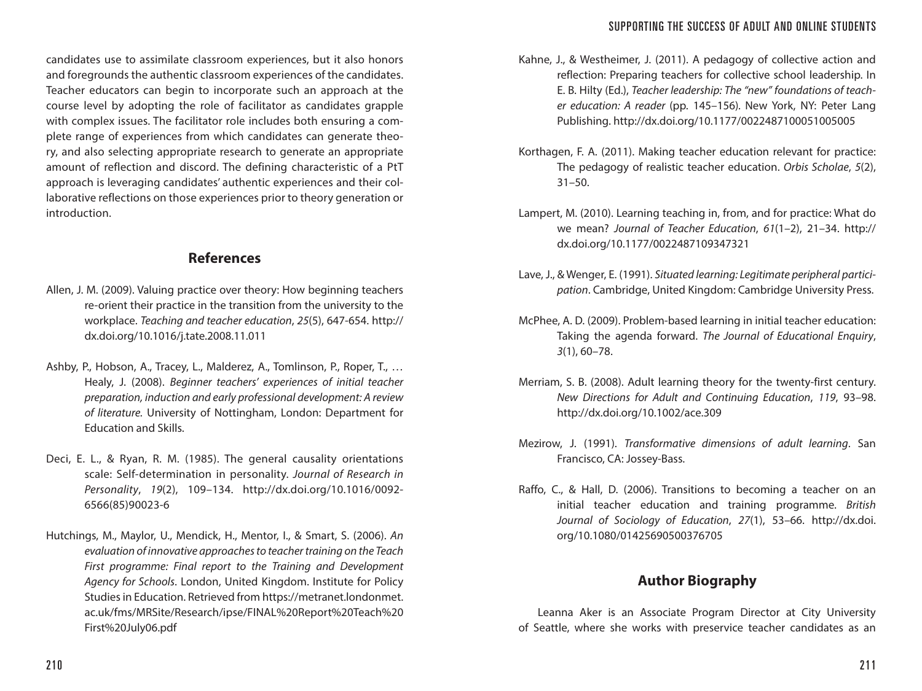candidates use to assimilate classroom experiences, but it also honors and foregrounds the authentic classroom experiences of the candidates. Teacher educators can begin to incorporate such an approach at the course level by adopting the role of facilitator as candidates grapple with complex issues. The facilitator role includes both ensuring a complete range of experiences from which candidates can generate theory, and also selecting appropriate research to generate an appropriate amount of reflection and discord. The defining characteristic of a PtT approach is leveraging candidates' authentic experiences and their collaborative reflections on those experiences prior to theory generation or introduction.

## References

Allen, J. M. (2009). Valuing practice over theory: How beginning teachers re-orient their practice in the transition from the university to the workplace. *Teaching and teacher education*, *25*(5), 647-654. http://dx.doi.org/10.1016/j.tate.2008.11.011

Ashby, P., Hobson, A., Tracey, L., Malderez, A., Tomlinson, P., Roper, T., … Healy, J. (2008). *Beginner teachers' experiences of initial teacher preparation, induction and early professional development: A review of literature.* University of Nottingham, London: Department for Education and Skills.

Deci, E. L., & Ryan, R. M. (1985). The general causality orientations scale: Self-determination in personality. *Journal of Research in Personality*, *19*(2), 109–134. http://dx.doi.org/10.1016/0092-6566(85)90023-6

Hutchings, M., Maylor, U., Mendick, H., Mentor, I., & Smart, S. (2006). *An evaluation of innovative approaches to teacher training on the Teach First programme: Final report to the Training and Development Agency for Schools*. London, United Kingdom. Institute for Policy Studies in Education. Retrieved from https://metranet.londonmet.ac.uk/fms/MRSite/Research/ipse/FINAL%20Report%20Teach%20First%20July06.pdf

Kahne, J., & Westheimer, J. (2011). A pedagogy of collective action and reflection: Preparing teachers for collective school leadership. In E. B. Hilty (Ed.), *Teacher leadership: The "new" foundations of teacher education: A reader* (pp. 145–156). New York, NY: Peter Lang Publishing. http://dx.doi.org/10.1177/0022487100051005005

Korthagen, F. A. (2011). Making teacher education relevant for practice: The pedagogy of realistic teacher education. *Orbis Scholae*, *5*(2), 31–50.

Lampert, M. (2010). Learning teaching in, from, and for practice: What do we mean? *Journal of Teacher Education*, *61*(1–2), 21–34. http://dx.doi.org/10.1177/0022487109347321

Lave, J., & Wenger, E. (1991). *Situated learning: Legitimate peripheral participation*. Cambridge, United Kingdom: Cambridge University Press.

McPhee, A. D. (2009). Problem-based learning in initial teacher education: Taking the agenda forward. *The Journal of Educational Enquiry*, *3*(1), 60–78.

Merriam, S. B. (2008). Adult learning theory for the twenty-first century. *New Directions for Adult and Continuing Education*, *119*, 93–98. http://dx.doi.org/10.1002/ace.309

Mezirow, J. (1991). *Transformative dimensions of adult learning*. San Francisco, CA: Jossey-Bass.

Raffo, C., & Hall, D. (2006). Transitions to becoming a teacher on an initial teacher education and training programme. *British Journal of Sociology of Education*, *27*(1), 53–66. http://dx.doi.org/10.1080/01425690500376705

## Author Biography

Leanna Aker is an Associate Program Director at City University of Seattle, where she works with preservice teacher candidates as an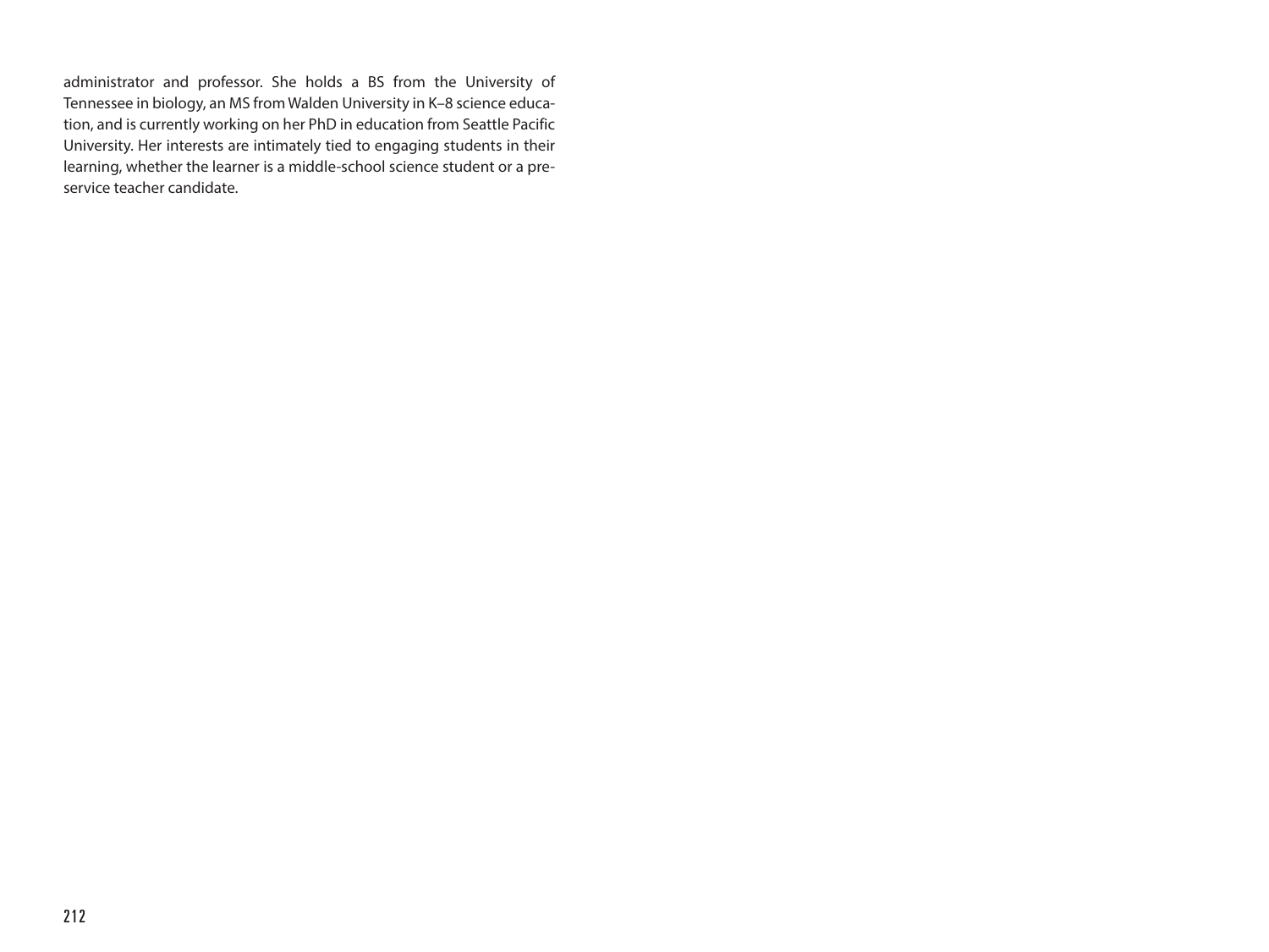administrator and professor. She holds a BS from the University of Tennessee in biology, an MS from Walden University in K–8 science education, and is currently working on her PhD in education from Seattle Pacific University. Her interests are intimately tied to engaging students in their learning, whether the learner is a middle-school science student or a preservice teacher candidate.